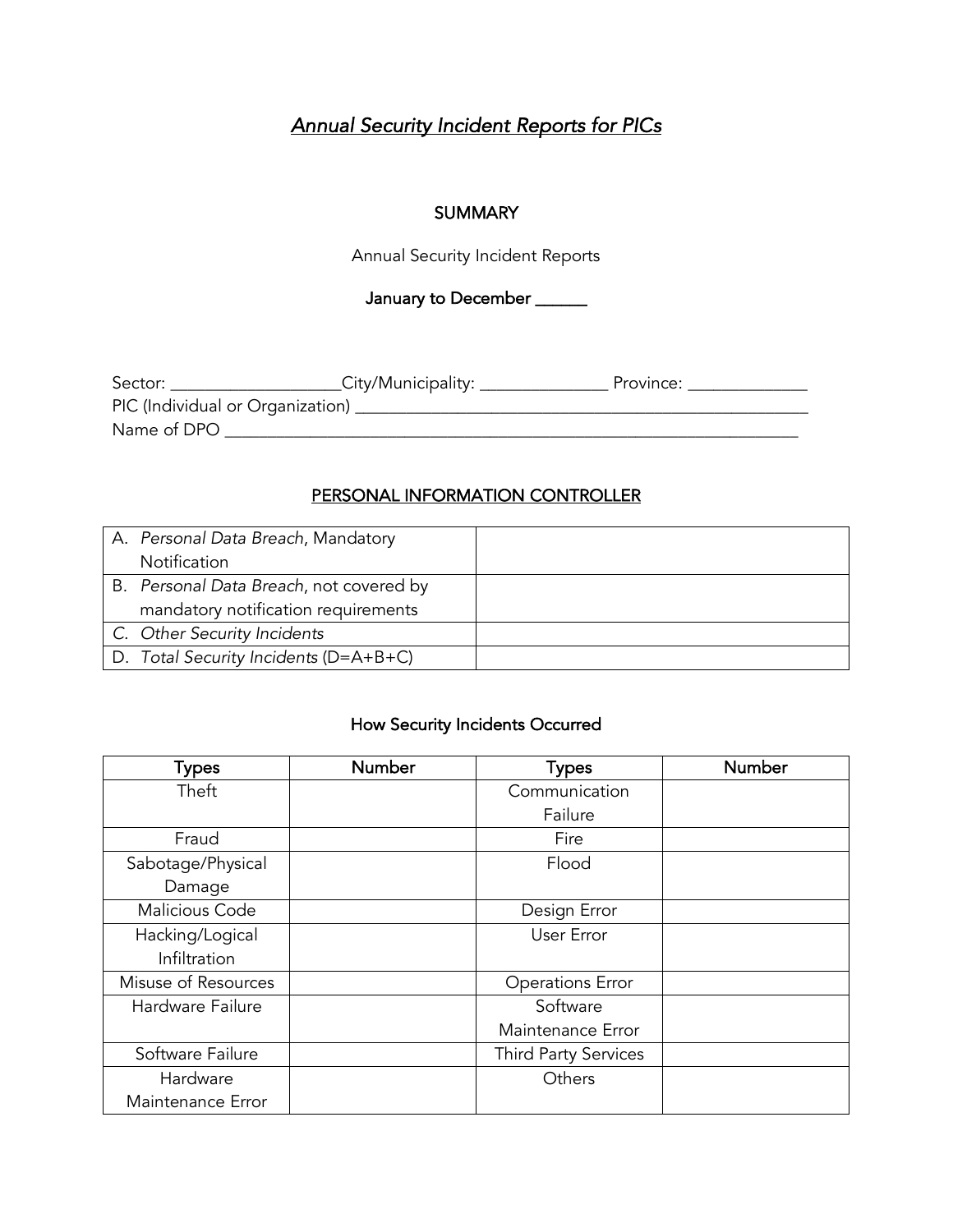# *Annual Security Incident Reports for PICs*

**SUMMARY**

Annual Security Incident Reports

**January to December ______**

Sector: ____________________City/Municipality: _______________ Province: ______________
PIC (Individual or Organization) ________________________________________________________
Name of DPO ______________________________________________________________________

## PERSONAL INFORMATION CONTROLLER

| | |
|---|---|
| A. *Personal Data Breach*, Mandatory Notification | |
| B. *Personal Data Breach*, not covered by mandatory notification requirements | |
| *C. Other Security Incidents* | |
| D. *Total Security Incidents* (D=A+B+C) | |

### How Security Incidents Occurred

| Types | Number | Types | Number |
|---|---|---|---|
| Theft | | Communication Failure | |
| Fraud | | Fire | |
| Sabotage/Physical Damage | | Flood | |
| Malicious Code | | Design Error | |
| Hacking/Logical Infiltration | | User Error | |
| Misuse of Resources | | Operations Error | |
| Hardware Failure | | Software Maintenance Error | |
| Software Failure | | Third Party Services | |
| Hardware Maintenance Error | | Others | |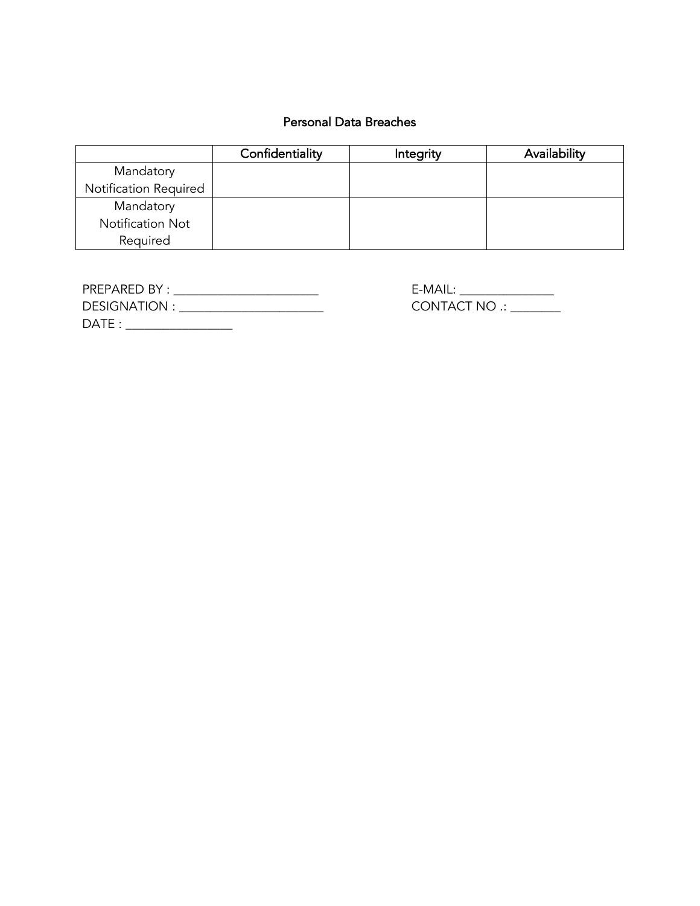### Personal Data Breaches

| | Confidentiality | Integrity | Availability |
|---|---|---|---|
| Mandatory Notification Required | | | |
| Mandatory Notification Not Required | | | |

PREPARED BY : ______________________

DESIGNATION : ______________________

DATE : ________________

E-MAIL: ______________

CONTACT NO .: ________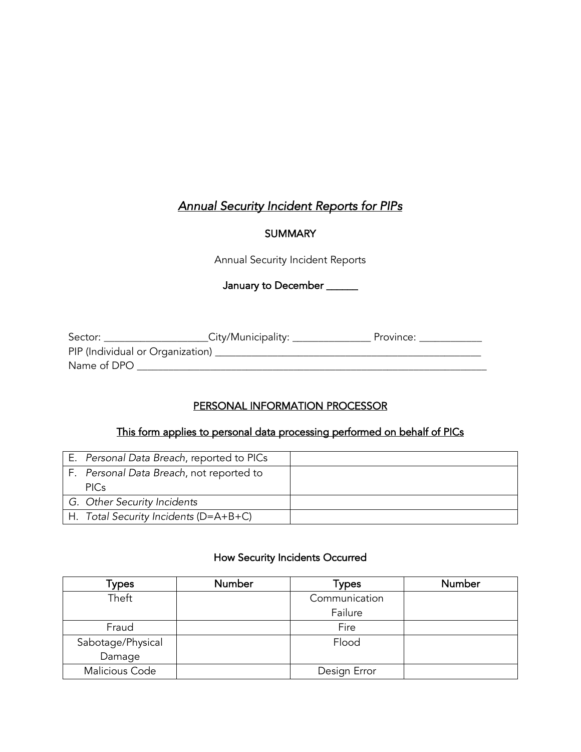## *Annual Security Incident Reports for PIPs*

**SUMMARY**

Annual Security Incident Reports

**January to December ______**

Sector: ___________________City/Municipality: ______________ Province: ____________
PIP (Individual or Organization) ___________________________________________________
Name of DPO _____________________________________________________________________

**PERSONAL INFORMATION PROCESSOR**

**This form applies to personal data processing performed on behalf of PICs**

| | |
|---|---|
| E. *Personal Data Breach*, reported to PICs | |
| F. *Personal Data Breach*, not reported to PICs | |
| *G. Other Security Incidents* | |
| H. *Total Security Incidents* (D=A+B+C) | |

**How Security Incidents Occurred**

| Types | Number | Types | Number |
|---|---|---|---|
| Theft | | Communication Failure | |
| Fraud | | Fire | |
| Sabotage/Physical Damage | | Flood | |
| Malicious Code | | Design Error | |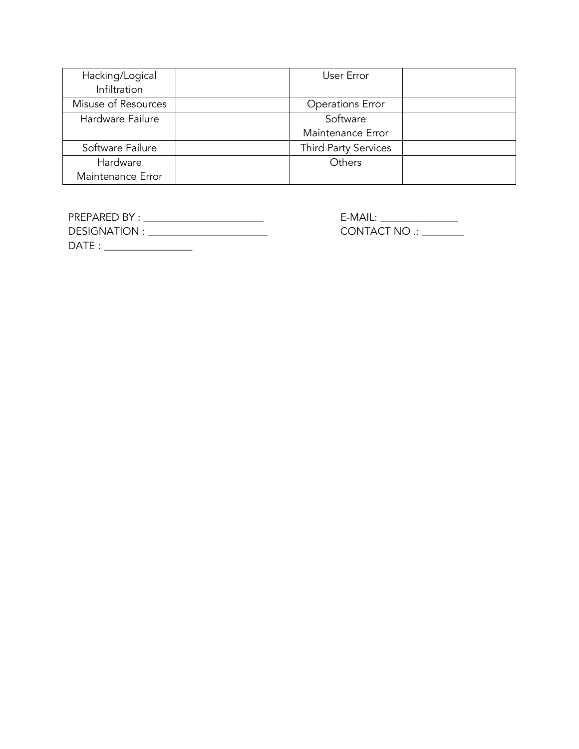| | | | |
|---|---|---|---|
| Hacking/Logical Infiltration | | User Error | |
| Misuse of Resources | | Operations Error | |
| Hardware Failure | | Software Maintenance Error | |
| Software Failure | | Third Party Services | |
| Hardware Maintenance Error | | Others | |

PREPARED BY : ______________________

DESIGNATION : ______________________

DATE : ________________

E-MAIL: ______________

CONTACT NO .: _______